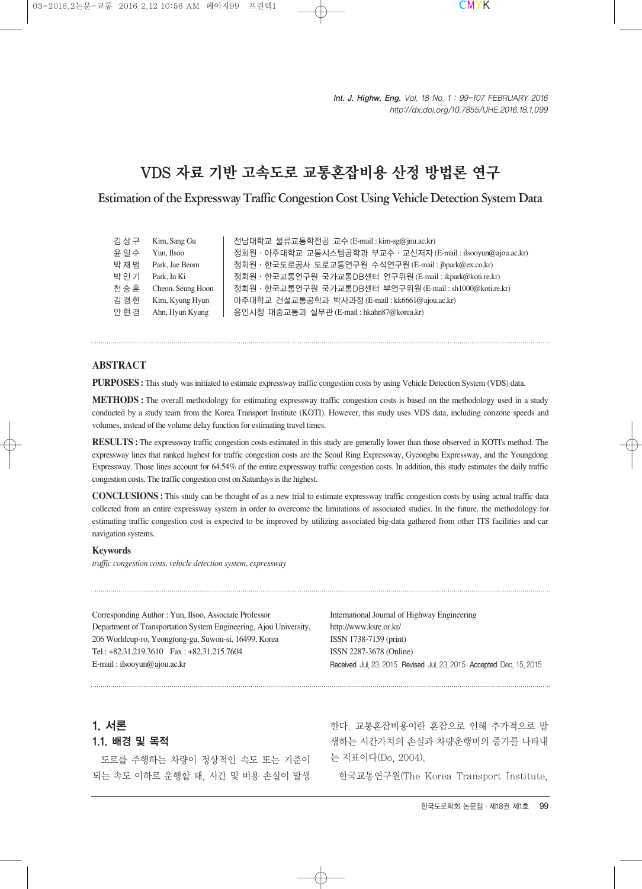# VDS 자료 기반 고속도로 교통혼잡비용 산정 방법론 연구

## Estimation of the Expressway Traffic Congestion Cost Using Vehicle Detection System Data

| | | |
|---|---|---|
| 김상구 | Kim, Sang Gu | 전남대학교 물류교통학전공 교수 (E-mail : kim-sg@jnu.ac.kr) |
| 윤일수 | Yun, Ilsoo | 정회원 · 아주대학교 교통시스템공학과 부교수 · 교신저자 (E-mail : ilsooyun@ajou.ac.kr) |
| 박재범 | Park, Jae Beom | 정회원 · 한국도로공사 도로교통연구원 수석연구원 (E-mail : jbpark@ex.co.kr) |
| 박인기 | Park, In Ki | 정회원 · 한국교통연구원 국가교통DB센터 연구위원 (E-mail : ikpark@koti.re.kr) |
| 천승훈 | Cheon, Seung Hoon | 정회원 · 한국교통연구원 국가교통DB센터 부연구위원 (E-mail : sh1000@koti.re.kr) |
| 김경현 | Kim, Kyung Hyun | 아주대학교 건설교통공학과 박사과정 (E-mail : kk6661@ajou.ac.kr) |
| 안현경 | Ahn, Hyun Kyung | 용인시청 대중교통과 실무관 (E-mail : hkahn87@korea.kr) |

### ABSTRACT

**PURPOSES :** This study was initiated to estimate expressway traffic congestion costs by using Vehicle Detection System (VDS) data.

**METHODS :** The overall methodology for estimating expressway traffic congestion costs is based on the methodology used in a study conducted by a study team from the Korea Transport Institute (KOTI). However, this study uses VDS data, including conzone speeds and volumes, instead of the volume delay function for estimating travel times.

**RESULTS :** The expressway traffic congestion costs estimated in this study are generally lower than those observed in KOTI's method. The expressway lines that ranked highest for traffic congestion costs are the Seoul Ring Expressway, Gyeongbu Expressway, and the Youngdong Expressway. Those lines account for 64.54% of the entire expressway traffic congestion costs. In addition, this study estimates the daily traffic congestion costs. The traffic congestion cost on Saturdays is the highest.

**CONCLUSIONS :** This study can be thought of as a new trial to estimate expressway traffic congestion costs by using actual traffic data collected from an entire expressway system in order to overcome the limitations of associated studies. In the future, the methodology for estimating traffic congestion cost is expected to be improved by utilizing associated big-data gathered from other ITS facilities and car navigation systems.

### Keywords

*traffic congestion costs, vehicle detection system, expressway*

---

Corresponding Author : Yun, Ilsoo, Associate Professor
Department of Transportation System Engineering, Ajou University,
206 Worldcup-ro, Yeongtong-gu, Suwon-si, 16499, Korea
Tel : +82.31.219.3610 Fax : +82.31.215.7604
E-mail : ilsooyun@ajou.ac.kr

International Journal of Highway Engineering
http://www.ksre.or.kr/
ISSN 1738-7159 (print)
ISSN 2287-3678 (Online)
Received Jul. 23. 2015 Revised Jul. 23. 2015 Accepted Dec. 15. 2015

---

## 1. 서론

### 1.1. 배경 및 목적

도로를 주행하는 차량이 정상적인 속도 또는 기준이 되는 속도 이하로 운행할 때, 시간 및 비용 손실이 발생한다. 교통혼잡비용이란 혼잡으로 인해 추가적으로 발생하는 시간가치의 손실과 차량운행비의 증가를 나타내는 지표이다(Do, 2004).

한국교통연구원(The Korea Transport Institute,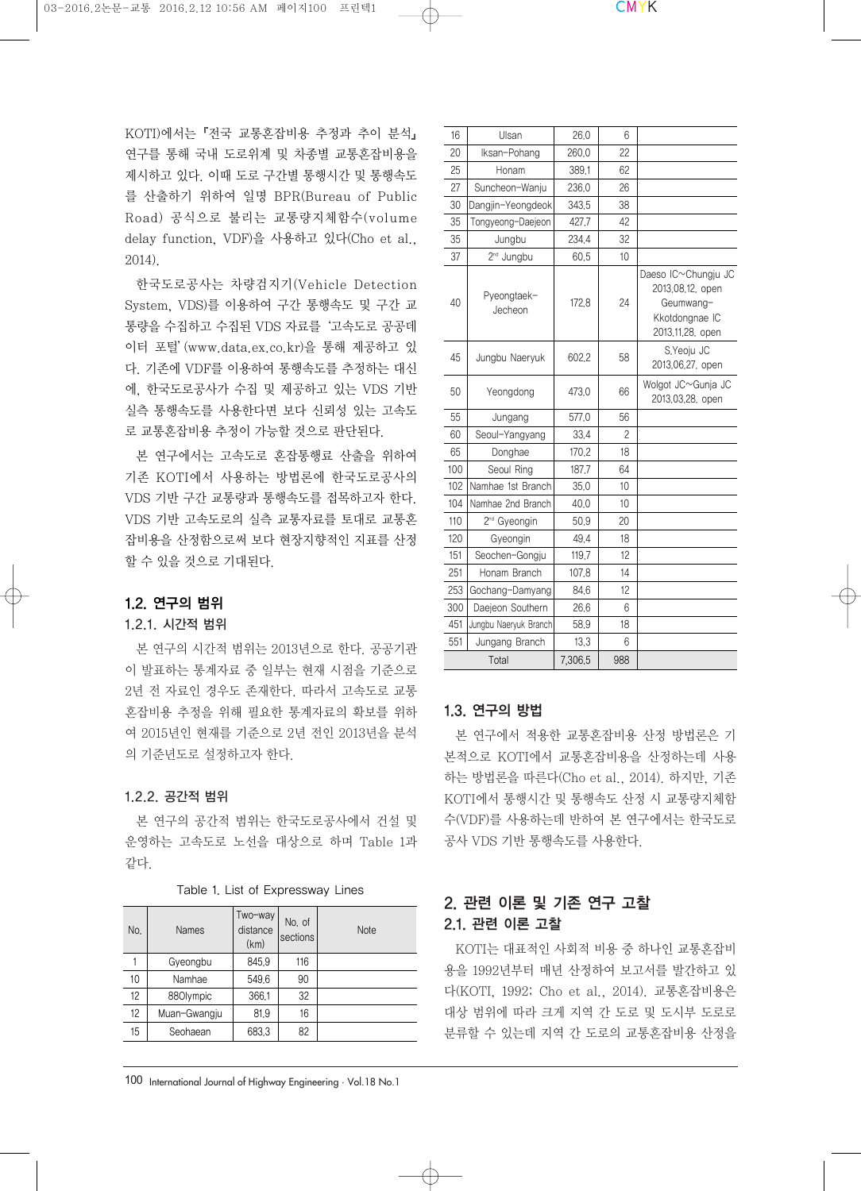KOTI)에서는 『전국 교통혼잡비용 추정과 추이 분석』 연구를 통해 국내 도로위계 및 차종별 교통혼잡비용을 제시하고 있다. 이때 도로 구간별 통행시간 및 통행속도를 산출하기 위하여 일명 BPR(Bureau of Public Road) 공식으로 불리는 교통량지체함수(volume delay function, VDF)을 사용하고 있다(Cho et al., 2014).

한국도로공사는 차량검지기(Vehicle Detection System, VDS)를 이용하여 구간 통행속도 및 구간 교통량을 수집하고 수집된 VDS 자료를 '고속도로 공공데이터 포털'(www.data.ex.co.kr)을 통해 제공하고 있다. 기존에 VDF를 이용하여 통행속도를 추정하는 대신에, 한국도로공사가 수집 및 제공하고 있는 VDS 기반 실측 통행속도를 사용한다면 보다 신뢰성 있는 고속도로 교통혼잡비용 추정이 가능할 것으로 판단된다.

본 연구에서는 고속도로 혼잡통행료 산출을 위하여 기존 KOTI에서 사용하는 방법론에 한국도로공사의 VDS 기반 구간 교통량과 통행속도를 접목하고자 한다. VDS 기반 고속도로의 실측 교통자료를 토대로 교통혼잡비용을 산정함으로써 보다 현장지향적인 지표를 산정할 수 있을 것으로 기대된다.

## 1.2. 연구의 범위

### 1.2.1. 시간적 범위

본 연구의 시간적 범위는 2013년으로 한다. 공공기관이 발표하는 통계자료 중 일부는 현재 시점을 기준으로 2년 전 자료인 경우도 존재한다. 따라서 고속도로 교통혼잡비용 추정을 위해 필요한 통계자료의 확보를 위하여 2015년인 현재를 기준으로 2년 전인 2013년을 분석의 기준년도로 설정하고자 한다.

### 1.2.2. 공간적 범위

본 연구의 공간적 범위는 한국도로공사에서 건설 및 운영하는 고속도로 노선을 대상으로 하며 Table 1과 같다.

Table 1. List of Expressway Lines

| No. | Names | Two-way distance (km) | No. of sections | Note |
|---|---|---|---|---|
| 1 | Gyeongbu | 845.9 | 116 | |
| 10 | Namhae | 549.6 | 90 | |
| 12 | 88Olympic | 366.1 | 32 | |
| 12 | Muan-Gwangju | 81.9 | 16 | |
| 15 | Seohaean | 683.3 | 82 | |
| 16 | Ulsan | 26.0 | 6 | |
| 20 | Iksan-Pohang | 260.0 | 22 | |
| 25 | Honam | 389.1 | 62 | |
| 27 | Suncheon-Wanju | 236.0 | 26 | |
| 30 | Dangjin-Yeongdeok | 343.5 | 38 | |
| 35 | Tongyeong-Daejeon | 427.7 | 42 | |
| 35 | Jungbu | 234.4 | 32 | |
| 37 | 2nd Jungbu | 60.5 | 10 | |
| 40 | Pyeongtaek-Jecheon | 172.8 | 24 | Daeso IC~Chungju JC 2013.08.12. open Geumwang-Kkotdongnae IC 2013.11.28. open |
| 45 | Jungbu Naeryuk | 602.2 | 58 | S.Yeoju JC 2013.06.27. open |
| 50 | Yeongdong | 473.0 | 66 | Wolgot JC~Gunja JC 2013.03.28. open |
| 55 | Jungang | 577.0 | 56 | |
| 60 | Seoul-Yangyang | 33.4 | 2 | |
| 65 | Donghae | 170.2 | 18 | |
| 100 | Seoul Ring | 187.7 | 64 | |
| 102 | Namhae 1st Branch | 35.0 | 10 | |
| 104 | Namhae 2nd Branch | 40.0 | 10 | |
| 110 | 2nd Gyeongin | 50.9 | 20 | |
| 120 | Gyeongin | 49.4 | 18 | |
| 151 | Seochen-Gongju | 119.7 | 12 | |
| 251 | Honam Branch | 107.8 | 14 | |
| 253 | Gochang-Damyang | 84.6 | 12 | |
| 300 | Daejeon Southern | 26.6 | 6 | |
| 451 | Jungbu Naeryuk Branch | 58.9 | 18 | |
| 551 | Jungang Branch | 13.3 | 6 | |
| Total | | 7,306.5 | 988 | |

## 1.3. 연구의 방법

본 연구에서 적용한 교통혼잡비용 산정 방법론은 기본적으로 KOTI에서 교통혼잡비용을 산정하는데 사용하는 방법론을 따른다(Cho et al., 2014). 하지만, 기존 KOTI에서 통행시간 및 통행속도 산정 시 교통량지체함수(VDF)를 사용하는데 반하여 본 연구에서는 한국도로공사 VDS 기반 통행속도를 사용한다.

# 2. 관련 이론 및 기존 연구 고찰

## 2.1. 관련 이론 고찰

KOTI는 대표적인 사회적 비용 중 하나인 교통혼잡비용을 1992년부터 매년 산정하여 보고서를 발간하고 있다(KOTI, 1992; Cho et al., 2014). 교통혼잡비용은 대상 범위에 따라 크게 지역 간 도로 및 도시부 도로로 분류할 수 있는데 지역 간 도로의 교통혼잡비용 산정을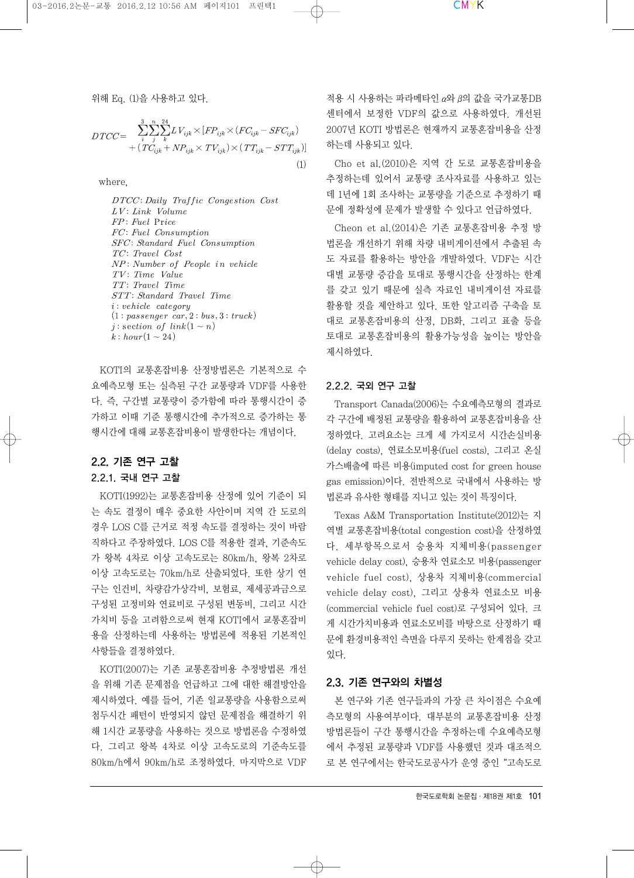위해 Eq. (1)을 사용하고 있다.

$$DTCC = \sum_{i}^{3}\sum_{j}^{n}\sum_{k}^{24} LV_{ijk} \times [FP_{ijk} \times (FC_{ijk} - SFC_{ijk}) + (TC_{ijk} + NP_{ijk} \times TV_{ijk}) \times (TT_{ijk} - STT_{ijk})] \quad (1)$$

where,

$DTCC$: *Daily Traffic Congestion Cost*
$LV$: *Link Volume*
$FP$: *Fuel Price*
$FC$: *Fuel Consumption*
$SFC$: *Standard Fuel Consumption*
$TC$: *Travel Cost*
$NP$: *Number of People in vehicle*
$TV$: *Time Value*
$TT$: *Travel Time*
$STT$: *Standard Travel Time*
$i$: *vehicle category*
(1 : *passenger car*, 2 : *bus*, 3 : *truck*)
$j$: *section of link*$(1 \sim n)$
$k$: *hour*$(1 \sim 24)$

KOTI의 교통혼잡비용 산정방법론은 기본적으로 수요예측모형 또는 실측된 구간 교통량과 VDF를 사용한다. 즉, 구간별 교통량이 증가함에 따라 통행시간이 증가하고 이때 기준 통행시간에 추가적으로 증가하는 통행시간에 대해 교통혼잡비용이 발생한다는 개념이다.

## 2.2. 기존 연구 고찰

### 2.2.1. 국내 연구 고찰

KOTI(1992)는 교통혼잡비용 산정에 있어 기준이 되는 속도 결정이 매우 중요한 사안이며 지역 간 도로의 경우 LOS C를 근거로 적정 속도를 결정하는 것이 바람직하다고 주장하였다. LOS C를 적용한 결과, 기준속도가 왕복 4차로 이상 고속도로는 80km/h, 왕복 2차로 이상 고속도로는 70km/h로 산출되었다. 또한 상기 연구는 인건비, 차량감가상각비, 보험료, 제세공과금으로 구성된 고정비와 연료비로 구성된 변동비, 그리고 시간가치비 등을 고려함으로써 현재 KOTI에서 교통혼잡비용을 산정하는데 사용하는 방법론에 적용된 기본적인 사항들을 결정하였다.

KOTI(2007)는 기존 교통혼잡비용 추정방법론 개선을 위해 기존 문제점을 언급하고 그에 대한 해결방안을 제시하였다. 예를 들어, 기존 일교통량을 사용함으로써 첨두시간 패턴이 반영되지 않던 문제점을 해결하기 위해 1시간 교통량을 사용하는 것으로 방법론을 수정하였다. 그리고 왕복 4차로 이상 고속도로의 기준속도를 80km/h에서 90km/h로 조정하였다. 마지막으로 VDF 적용 시 사용하는 파라메타인 $\alpha$와 $\beta$의 값을 국가교통DB센터에서 보정한 VDF의 값으로 사용하였다. 개선된 2007년 KOTI 방법론은 현재까지 교통혼잡비용을 산정하는데 사용되고 있다.

Cho et al.(2010)은 지역 간 도로 교통혼잡비용을 추정하는데 있어서 교통량 조사자료를 사용하고 있는데 1년에 1회 조사하는 교통량을 기준으로 추정하기 때문에 정확성에 문제가 발생할 수 있다고 언급하였다.

Cheon et al.(2014)은 기존 교통혼잡비용 추정 방법론을 개선하기 위해 차량 내비게이션에서 추출된 속도 자료를 활용하는 방안을 개발하였다. VDF는 시간대별 교통량 증감을 토대로 통행시간을 산정하는 한계를 갖고 있기 때문에 실측 자료인 내비게이션 자료를 활용할 것을 제안하고 있다. 또한 알고리즘 구축을 토대로 교통혼잡비용의 산정, DB화, 그리고 표출 등을 토대로 교통혼잡비용의 활용가능성을 높이는 방안을 제시하였다.

### 2.2.2. 국외 연구 고찰

Transport Canada(2006)는 수요예측모형의 결과로 각 구간에 배정된 교통량을 활용하여 교통혼잡비용을 산정하였다. 고려요소는 크게 세 가지로서 시간손실비용(delay costs), 연료소모비용(fuel costs), 그리고 온실가스배출에 따른 비용(imputed cost for green house gas emission)이다. 전반적으로 국내에서 사용하는 방법론과 유사한 형태를 지니고 있는 것이 특징이다.

Texas A&M Transportation Institute(2012)는 지역별 교통혼잡비용(total congestion cost)을 산정하였다. 세부항목으로서 승용차 지체비용(passenger vehicle delay cost), 승용차 연료소모 비용(passenger vehicle fuel cost), 상용차 지체비용(commercial vehicle delay cost), 그리고 상용차 연료소모 비용(commercial vehicle fuel cost)로 구성되어 있다. 크게 시간가치비용과 연료소모비를 바탕으로 산정하기 때문에 환경비용적인 측면을 다루지 못하는 한계점을 갖고 있다.

## 2.3. 기존 연구와의 차별성

본 연구와 기존 연구들과의 가장 큰 차이점은 수요예측모형의 사용여부이다. 대부분의 교통혼잡비용 산정 방법론들이 구간 통행시간을 추정하는데 수요예측모형에서 추정된 교통량과 VDF를 사용했던 것과 대조적으로 본 연구에서는 한국도로공사가 운영 중인 "고속도로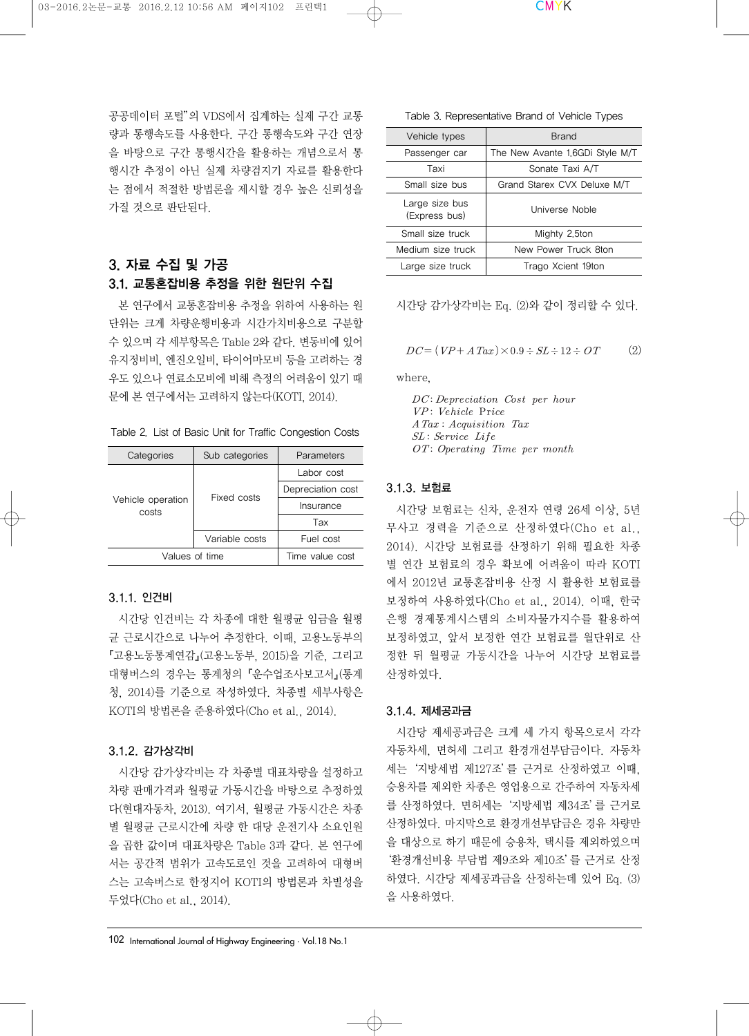공공데이터 포털"의 VDS에서 집계하는 실제 구간 교통량과 통행속도를 사용한다. 구간 통행속도와 구간 연장을 바탕으로 구간 통행시간을 활용하는 개념으로서 통행시간 추정이 아닌 실제 차량검지기 자료를 활용한다는 점에서 적절한 방법론을 제시할 경우 높은 신뢰성을 가질 것으로 판단된다.

## 3. 자료 수집 및 가공

### 3.1. 교통혼잡비용 추정을 위한 원단위 수집

본 연구에서 교통혼잡비용 추정을 위하여 사용하는 원단위는 크게 차량운행비용과 시간가치비용으로 구분할 수 있으며 각 세부항목은 Table 2와 같다. 변동비에 있어 유지정비비, 엔진오일비, 타이어마모비 등을 고려하는 경우도 있으나 연료소모비에 비해 측정의 어려움이 있기 때문에 본 연구에서는 고려하지 않는다(KOTI, 2014).

Table 2. List of Basic Unit for Traffic Congestion Costs

| Categories | Sub categories | Parameters |
|---|---|---|
| Vehicle operation costs | Fixed costs | Labor cost |
| | | Depreciation cost |
| | | Insurance |
| | | Tax |
| | Variable costs | Fuel cost |
| Values of time | | Time value cost |

#### 3.1.1. 인건비

시간당 인건비는 각 차종에 대한 월평균 임금을 월평균 근로시간으로 나누어 추정한다. 이때, 고용노동부의 『고용노동통계연감』(고용노동부, 2015)을 기준, 그리고 대형버스의 경우는 통계청의 『운수업조사보고서』(통계청, 2014)를 기준으로 작성하였다. 차종별 세부사항은 KOTI의 방법론을 준용하였다(Cho et al., 2014).

#### 3.1.2. 감가상각비

시간당 감가상각비는 각 차종별 대표차량을 설정하고 차량 판매가격과 월평균 가동시간을 바탕으로 추정하였다(현대자동차, 2013). 여기서, 월평균 가동시간은 차종별 월평균 근로시간에 차량 한 대당 운전기사 소요인원을 곱한 값이며 대표차량은 Table 3과 같다. 본 연구에서는 공간적 범위가 고속도로인 것을 고려하여 대형버스는 고속버스로 한정지어 KOTI의 방법론과 차별성을 두었다(Cho et al., 2014).

Table 3. Representative Brand of Vehicle Types

| Vehicle types | Brand |
|---|---|
| Passenger car | The New Avante 1.6GDi Style M/T |
| Taxi | Sonate Taxi A/T |
| Small size bus | Grand Starex CVX Deluxe M/T |
| Large size bus (Express bus) | Universe Noble |
| Small size truck | Mighty 2.5ton |
| Medium size truck | New Power Truck 8ton |
| Large size truck | Trago Xcient 19ton |

시간당 감가상각비는 Eq. (2)와 같이 정리할 수 있다.

$$DC = (VP + ATax) \times 0.9 \div SL \div 12 \div OT \tag{2}$$

where,

$DC$: $Depreciation\ Cost\ per\ hour$
$VP$: $Vehicle\ \text{Price}$
$ATax$: $Acquisition\ \ Tax$
$SL$: $Service\ Life$
$OT$: $Operating\ \ Time\ per\ month$

#### 3.1.3. 보험료

시간당 보험료는 신차, 운전자 연령 26세 이상, 5년 무사고 경력을 기준으로 산정하였다(Cho et al., 2014). 시간당 보험료를 산정하기 위해 필요한 차종별 연간 보험료의 경우 확보에 어려움이 있어 따라 KOTI에서 2012년 교통혼잡비용 산정 시 활용한 보험료를 보정하여 사용하였다(Cho et al., 2014). 이때, 한국은행 경제통계시스템의 소비자물가지수를 활용하여 보정하였고, 앞서 보정한 연간 보험료를 월단위로 산정한 뒤 월평균 가동시간을 나누어 시간당 보험료를 산정하였다.

#### 3.1.4. 제세공과금

시간당 제세공과금은 크게 세 가지 항목으로서 각각 자동차세, 면허세 그리고 환경개선부담금이다. 자동차세는 '지방세법 제127조'를 근거로 산정하였고 이때, 승용차를 제외한 차종은 영업용으로 간주하여 자동차세를 산정하였다. 면허세는 '지방세법 제34조'를 근거로 산정하였다. 마지막으로 환경개선부담금은 경유 차량만을 대상으로 하기 때문에 승용차, 택시를 제외하였으며 '환경개선비용 부담법 제9조와 제10조'를 근거로 산정하였다. 시간당 제세공과금을 산정하는데 있어 Eq. (3)을 사용하였다.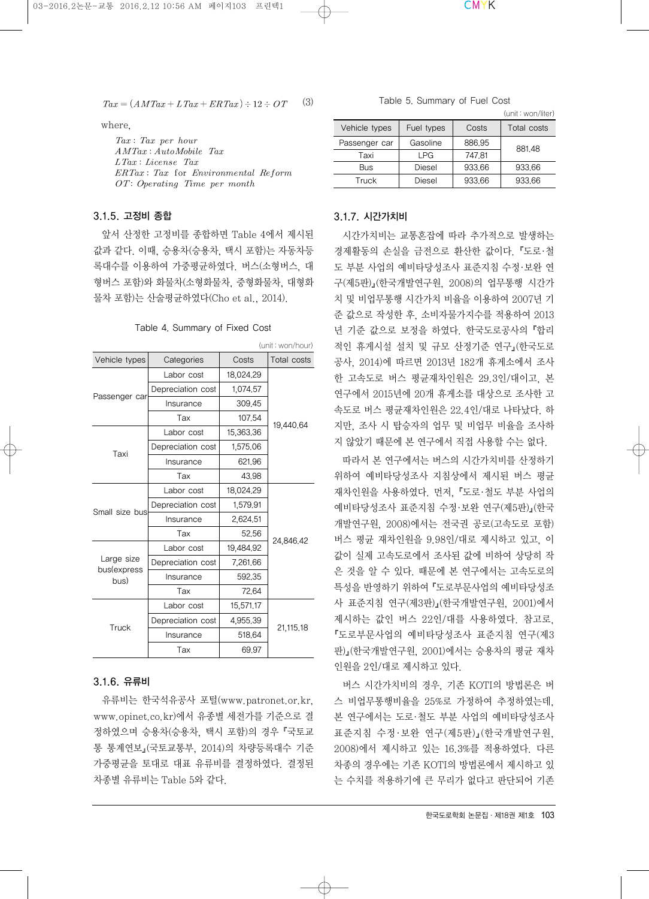$$Tax = (AMTax + LTax + ERTax) \div 12 \div OT \quad (3)$$

where,

$Tax$ : $Tax\ per\ hour$
$AMTax$ : $AutoMobile\ Tax$
$LTax$ : $License\ Tax$
$ERTax$ : $Tax$ for $Environmental\ Reform$
$OT$: $Operating\ Time\ per\ month$

### 3.1.5. 고정비 종합

앞서 산정한 고정비를 종합하면 Table 4에서 제시된 값과 같다. 이때, 승용차(승용차, 택시 포함)는 자동차등록대수를 이용하여 가중평균하였다. 버스(소형버스, 대형버스 포함)와 화물차(소형화물차, 중형화물차, 대형화물차 포함)는 산술평균하였다(Cho et al., 2014).

Table 4. Summary of Fixed Cost

(unit : won/hour)

| Vehicle types | Categories | Costs | Total costs |
|---|---|---|---|
| Passenger car | Labor cost | 18,024.29 | 19,440.64 |
| | Depreciation cost | 1,074.57 | |
| | Insurance | 309.45 | |
| | Tax | 107.54 | |
| Taxi | Labor cost | 15,363.36 | |
| | Depreciation cost | 1,575.06 | |
| | Insurance | 621.96 | |
| | Tax | 43.98 | |
| Small size bus | Labor cost | 18,024.29 | 24,846.42 |
| | Depreciation cost | 1,579.91 | |
| | Insurance | 2,624.51 | |
| | Tax | 52.56 | |
| Large size bus(express bus) | Labor cost | 19,484.92 | |
| | Depreciation cost | 7,261.66 | |
| | Insurance | 592.35 | |
| | Tax | 72.64 | |
| Truck | Labor cost | 15,571.17 | 21,115.18 |
| | Depreciation cost | 4,955.39 | |
| | Insurance | 518.64 | |
| | Tax | 69.97 | |

### 3.1.6. 유류비

유류비는 한국석유공사 포털(www.patronet.or.kr, www.opinet.co.kr)에서 유종별 세전가를 기준으로 결정하였으며 승용차(승용차, 택시 포함)의 경우 『국토교통 통계연보』(국토교통부, 2014)의 차량등록대수 기준 가중평균을 토대로 대표 유류비를 결정하였다. 결정된 차종별 유류비는 Table 5와 같다.

Table 5. Summary of Fuel Cost

(unit : won/liter)

| Vehicle types | Fuel types | Costs | Total costs |
|---|---|---|---|
| Passenger car | Gasoline | 886.95 | 881.48 |
| Taxi | LPG | 747.81 | |
| Bus | Diesel | 933.66 | 933.66 |
| Truck | Diesel | 933.66 | 933.66 |

### 3.1.7. 시간가치비

시간가치비는 교통혼잡에 따라 추가적으로 발생하는 경제활동의 손실을 금전으로 환산한 값이다. 『도로·철도 부분 사업의 예비타당성조사 표준지침 수정·보완 연구(제5판)』(한국개발연구원, 2008)의 업무통행 시간가치 및 비업무통행 시간가치 비율을 이용하여 2007년 기준 값으로 작성한 후, 소비자물가지수를 적용하여 2013년 기준 값으로 보정을 하였다. 한국도로공사의 『합리적인 휴게시설 설치 및 규모 산정기준 연구』(한국도로공사, 2014)에 따르면 2013년 182개 휴게소에서 조사한 고속도로 버스 평균재차인원은 29.3인/대이고, 본 연구에서 2015년에 20개 휴게소를 대상으로 조사한 고속도로 버스 평균재차인원은 22.4인/대로 나타났다. 하지만, 조사 시 탑승자의 업무 및 비업무 비율을 조사하지 않았기 때문에 본 연구에서 직접 사용할 수는 없다.

따라서 본 연구에서는 버스의 시간가치비를 산정하기 위하여 예비타당성조사 지침상에서 제시된 버스 평균재차인원을 사용하였다. 먼저, 『도로·철도 부분 사업의 예비타당성조사 표준지침 수정·보완 연구(제5판)』(한국개발연구원, 2008)에서는 전국권 공로(고속도로 포함) 버스 평균 재차인원을 9.98인/대로 제시하고 있고, 이 값이 실제 고속도로에서 조사된 값에 비하여 상당히 작은 것을 알 수 있다. 때문에 본 연구에서는 고속도로의 특성을 반영하기 위하여 『도로부문사업의 예비타당성조사 표준지침 연구(제3판)』(한국개발연구원, 2001)에서 제시하는 값인 버스 22인/대를 사용하였다. 참고로, 『도로부문사업의 예비타당성조사 표준지침 연구(제3판)』(한국개발연구원, 2001)에서는 승용차의 평균 재차인원을 2인/대로 제시하고 있다.

버스 시간가치비의 경우, 기존 KOTI의 방법론은 버스 비업무통행비율을 25%로 가정하여 추정하였는데, 본 연구에서는 도로·철도 부분 사업의 예비타당성조사 표준지침 수정·보완 연구(제5판)』(한국개발연구원, 2008)에서 제시하고 있는 16.3%를 적용하였다. 다른 차종의 경우에는 기존 KOTI의 방법론에서 제시하고 있는 수치를 적용하기에 큰 무리가 없다고 판단되어 기존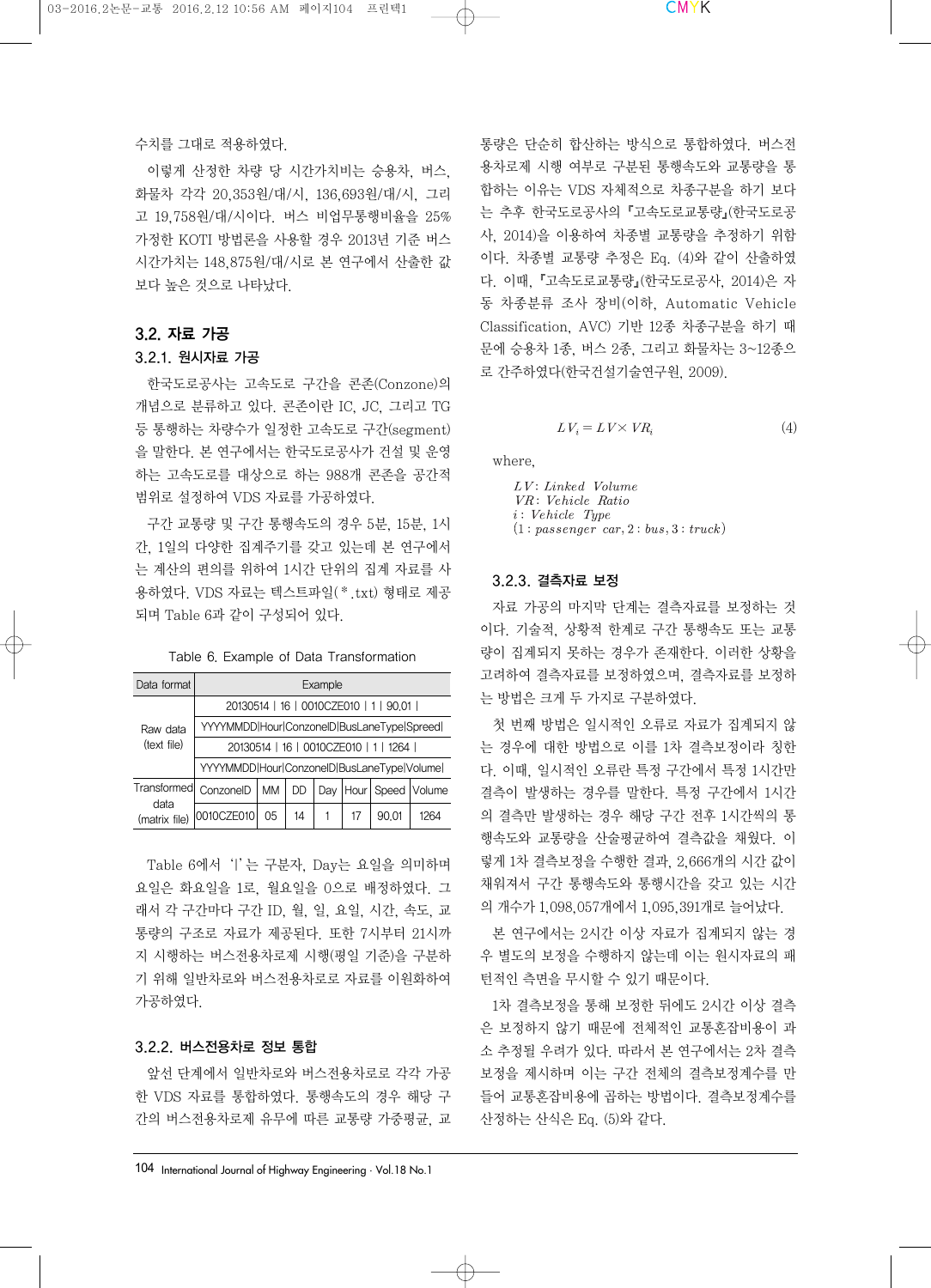수치를 그대로 적용하였다.

이렇게 산정한 차량 당 시간가치비는 승용차, 버스, 화물차 각각 20,353원/대/시, 136,693원/대/시, 그리고 19,758원/대/시이다. 버스 비업무통행비율을 25% 가정한 KOTI 방법론을 사용할 경우 2013년 기준 버스 시간가치는 148,875원/대/시로 본 연구에서 산출한 값보다 높은 것으로 나타났다.

## 3.2. 자료 가공

### 3.2.1. 원시자료 가공

한국도로공사는 고속도로 구간을 콘존(Conzone)의 개념으로 분류하고 있다. 콘존이란 IC, JC, 그리고 TG 등 통행하는 차량수가 일정한 고속도로 구간(segment)을 말한다. 본 연구에서는 한국도로공사가 건설 및 운영하는 고속도로를 대상으로 하는 988개 콘존을 공간적 범위로 설정하여 VDS 자료를 가공하였다.

구간 교통량 및 구간 통행속도의 경우 5분, 15분, 1시간, 1일의 다양한 집계주기를 갖고 있는데 본 연구에서는 계산의 편의를 위하여 1시간 단위의 집계 자료를 사용하였다. VDS 자료는 텍스트파일(*.txt) 형태로 제공되며 Table 6과 같이 구성되어 있다.

Table 6. Example of Data Transformation

| Data format | Example | | | | | | |
|---|---|---|---|---|---|---|---|
| Raw data (text file) | 20130514 \| 16 \| 0010CZE010 \| 1 \| 90.01 \| | | | | | | |
| | YYYYMMDD\|Hour\|ConzoneID\|BusLaneType\|Spreed\| | | | | | | |
| | 20130514 \| 16 \| 0010CZE010 \| 1 \| 1264 \| | | | | | | |
| | YYYYMMDD\|Hour\|ConzoneID\|BusLaneType\|Volume\| | | | | | | |
| Transformed data (matrix file) | ConzoneID | MM | DD | Day | Hour | Speed | Volume |
| | 0010CZE010 | 05 | 14 | 1 | 17 | 90.01 | 1264 |

Table 6에서 '|'는 구분자, Day는 요일을 의미하며 요일은 화요일을 1로, 월요일을 0으로 배정하였다. 그래서 각 구간마다 구간 ID, 월, 일, 요일, 시간, 속도, 교통량의 구조로 자료가 제공된다. 또한 7시부터 21시까지 시행하는 버스전용차로제 시행(평일 기준)을 구분하기 위해 일반차로와 버스전용차로로 자료를 이원화하여 가공하였다.

### 3.2.2. 버스전용차로 정보 통합

앞선 단계에서 일반차로와 버스전용차로로 각각 가공한 VDS 자료를 통합하였다. 통행속도의 경우 해당 구간의 버스전용차로제 유무에 따른 교통량 가중평균, 교통량은 단순히 합산하는 방식으로 통합하였다. 버스전용차로제 시행 여부로 구분된 통행속도와 교통량을 통합하는 이유는 VDS 자체적으로 차종구분을 하기 보다는 추후 한국도로공사의 『고속도로교통량』(한국도로공사, 2014)을 이용하여 차종별 교통량을 추정하기 위함이다. 차종별 교통량 추정은 Eq. (4)와 같이 산출하였다. 이때, 『고속도로교통량』(한국도로공사, 2014)은 자동 차종분류 조사 장비(이하, Automatic Vehicle Classification, AVC) 기반 12종 차종구분을 하기 때문에 승용차 1종, 버스 2종, 그리고 화물차는 3~12종으로 간주하였다(한국건설기술연구원, 2009).

$$LV_i = LV \times VR_i \tag{4}$$

where,

$LV$: $Linked\ \ Volume$
$VR$: $Vehicle\ \ Ratio$
$i$: $Vehicle\ \ Type$
$(1: passenger\ \ car, 2: bus, 3: truck)$

### 3.2.3. 결측자료 보정

자료 가공의 마지막 단계는 결측자료를 보정하는 것이다. 기술적, 상황적 한계로 구간 통행속도 또는 교통량이 집계되지 못하는 경우가 존재한다. 이러한 상황을 고려하여 결측자료를 보정하였으며, 결측자료를 보정하는 방법은 크게 두 가지로 구분하였다.

첫 번째 방법은 일시적인 오류로 자료가 집계되지 않는 경우에 대한 방법으로 이를 1차 결측보정이라 칭한다. 이때, 일시적인 오류란 특정 구간에서 특정 1시간만 결측이 발생하는 경우를 말한다. 특정 구간에서 1시간의 결측만 발생하는 경우 해당 구간 전후 1시간씩의 통행속도와 교통량을 산술평균하여 결측값을 채웠다. 이렇게 1차 결측보정을 수행한 결과, 2,666개의 시간 값이 채워져서 구간 통행속도와 통행시간을 갖고 있는 시간의 개수가 1,098,057개에서 1,095,391개로 늘어났다.

본 연구에서는 2시간 이상 자료가 집계되지 않는 경우 별도의 보정을 수행하지 않는데 이는 원시자료의 패턴적인 측면을 무시할 수 있기 때문이다.

1차 결측보정을 통해 보정한 뒤에도 2시간 이상 결측은 보정하지 않기 때문에 전체적인 교통혼잡비용이 과소 추정될 우려가 있다. 따라서 본 연구에서는 2차 결측보정을 제시하며 이는 구간 전체의 결측보정계수를 만들어 교통혼잡비용에 곱하는 방법이다. 결측보정계수를 산정하는 산식은 Eq. (5)와 같다.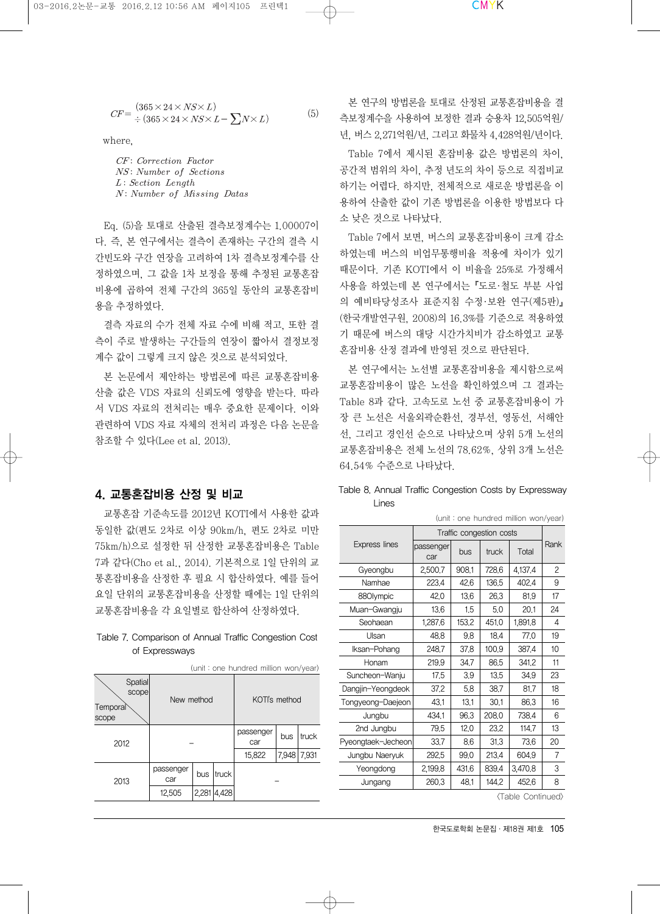$$CF = \frac{(365 \times 24 \times NS \times L)}{\div (365 \times 24 \times NS \times L - \sum N \times L)} \tag{5}$$

where,

$CF$: $Correction\ Factor$
$NS$: $Number\ of\ Sections$
$L$ : $Section\ Length$
$N$: $Number\ of\ Missing\ Datas$

Eq. (5)을 토대로 산출된 결측보정계수는 1.00007이다. 즉, 본 연구에서는 결측이 존재하는 구간의 결측 시간빈도와 구간 연장을 고려하여 1차 결측보정계수를 산정하였으며, 그 값을 1차 보정을 통해 추정된 교통혼잡비용에 곱하여 전체 구간의 365일 동안의 교통혼잡비용을 추정하였다.

결측 자료의 수가 전체 자료 수에 비해 적고, 또한 결측이 주로 발생하는 구간들의 연장이 짧아서 결정보정계수 값이 그렇게 크지 않은 것으로 분석되었다.

본 논문에서 제안하는 방법론에 따른 교통혼잡비용 산출 값은 VDS 자료의 신뢰도에 영향을 받는다. 따라서 VDS 자료의 전처리는 매우 중요한 문제이다. 이와 관련하여 VDS 자료 자체의 전처리 과정은 다음 논문을 참조할 수 있다(Lee et al. 2013).

## 4. 교통혼잡비용 산정 및 비교

교통혼잡 기준속도를 2012년 KOTI에서 사용한 값과 동일한 값(편도 2차로 이상 90km/h, 편도 2차로 미만 75km/h)으로 설정한 뒤 산정한 교통혼잡비용은 Table 7과 같다(Cho et al., 2014). 기본적으로 1일 단위의 교통혼잡비용을 산정한 후 필요 시 합산하였다. 예를 들어 요일 단위의 교통혼잡비용을 산정할 때에는 1일 단위의 교통혼잡비용을 각 요일별로 합산하여 산정하였다.

Table 7. Comparison of Annual Traffic Congestion Cost of Expressways

(unit : one hundred million won/year)

| Spatial scope / Temporal scope | New method | | | KOTI's method | | |
|---|---|---|---|---|---|---|
| 2012 | – | | | passenger car | bus | truck |
| | | | | 15,822 | 7,948 | 7,931 |
| 2013 | passenger car | bus | truck | – | | |
| | 12,505 | 2,281 | 4,428 | | | |

본 연구의 방법론을 토대로 산정된 교통혼잡비용을 결측보정계수를 사용하여 보정한 결과 승용차 12,505억원/년, 버스 2,271억원/년, 그리고 화물차 4,428억원/년이다.

Table 7에서 제시된 혼잡비용 값은 방법론의 차이, 공간적 범위의 차이, 추정 년도의 차이 등으로 직접비교하기는 어렵다. 하지만, 전체적으로 새로운 방법론을 이용하여 산출한 값이 기존 방법론을 이용한 방법보다 다소 낮은 것으로 나타났다.

Table 7에서 보면, 버스의 교통혼잡비용이 크게 감소하였는데 버스의 비업무통행비율 적용에 차이가 있기 때문이다. 기존 KOTI에서 이 비율을 25%로 가정해서 사용을 하였는데 본 연구에서는 『도로·철도 부분 사업의 예비타당성조사 표준지침 수정·보완 연구(제5판)』(한국개발연구원, 2008)의 16.3%를 기준으로 적용하였기 때문에 버스의 대당 시간가치비가 감소하였고 교통혼잡비용 산정 결과에 반영된 것으로 판단된다.

본 연구에서는 노선별 교통혼잡비용을 제시함으로써 교통혼잡비용이 많은 노선을 확인하였으며 그 결과는 Table 8과 같다. 고속도로 노선 중 교통혼잡비용이 가장 큰 노선은 서울외곽순환선, 경부선, 영동선, 서해안선, 그리고 경인선 순으로 나타났으며 상위 5개 노선의 교통혼잡비용은 전체 노선의 78.62%, 상위 3개 노선은 64.54% 수준으로 나타났다.

Table 8. Annual Traffic Congestion Costs by Expressway Lines

(unit : one hundred million won/year)

| Express lines | Traffic congestion costs | | | | Rank |
|---|---|---|---|---|---|
| | passenger car | bus | truck | Total | |
| Gyeongbu | 2,500.7 | 908.1 | 728.6 | 4,137.4 | 2 |
| Namhae | 223.4 | 42.6 | 136.5 | 402.4 | 9 |
| 88Olympic | 42.0 | 13.6 | 26.3 | 81.9 | 17 |
| Muan-Gwangju | 13.6 | 1.5 | 5.0 | 20.1 | 24 |
| Seohaean | 1,287.6 | 153.2 | 451.0 | 1,891.8 | 4 |
| Ulsan | 48.8 | 9.8 | 18.4 | 77.0 | 19 |
| Iksan-Pohang | 248.7 | 37.8 | 100.9 | 387.4 | 10 |
| Honam | 219.9 | 34.7 | 86.5 | 341.2 | 11 |
| Suncheon-Wanju | 17.5 | 3.9 | 13.5 | 34.9 | 23 |
| Dangjin-Yeongdeok | 37.2 | 5.8 | 38.7 | 81.7 | 18 |
| Tongyeong-Daejeon | 43.1 | 13.1 | 30.1 | 86.3 | 16 |
| Jungbu | 434.1 | 96.3 | 208.0 | 738.4 | 6 |
| 2nd Jungbu | 79.5 | 12.0 | 23.2 | 114.7 | 13 |
| Pyeongtaek-Jecheon | 33.7 | 8.6 | 31.3 | 73.6 | 20 |
| Jungbu Naeryuk | 292.5 | 99.0 | 213.4 | 604.9 | 7 |
| Yeongdong | 2,199.8 | 431.6 | 839.4 | 3,470.8 | 3 |
| Jungang | 260.3 | 48.1 | 144.2 | 452.6 | 8 |

〈Table Continued〉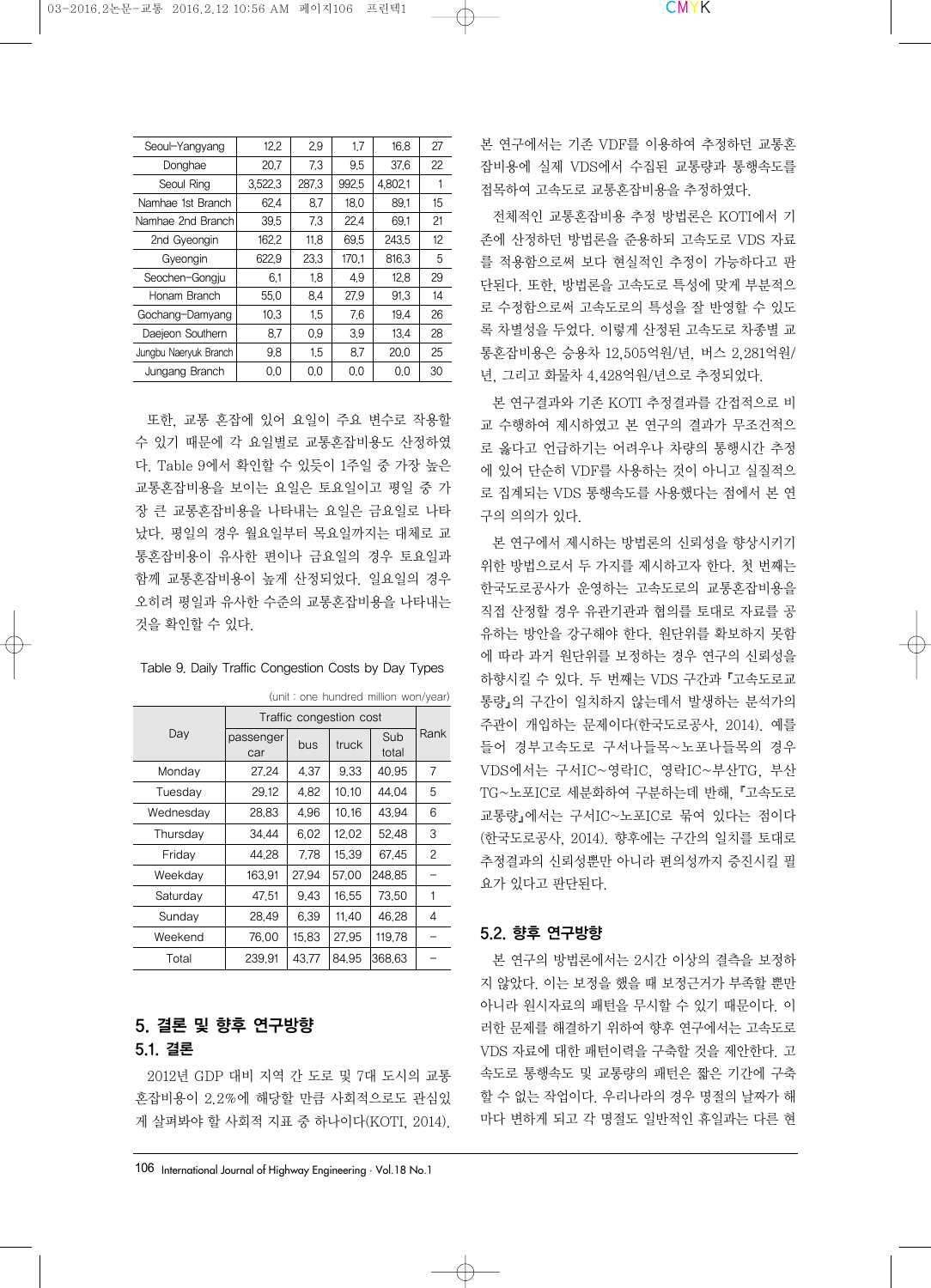| Seoul-Yangyang | 12.2 | 2.9 | 1.7 | 16.8 | 27 |
|---|---|---|---|---|---|
| Donghae | 20.7 | 7.3 | 9.5 | 37.6 | 22 |
| Seoul Ring | 3,522.3 | 287.3 | 992.5 | 4,802.1 | 1 |
| Namhae 1st Branch | 62.4 | 8.7 | 18.0 | 89.1 | 15 |
| Namhae 2nd Branch | 39.5 | 7.3 | 22.4 | 69.1 | 21 |
| 2nd Gyeongin | 162.2 | 11.8 | 69.5 | 243.5 | 12 |
| Gyeongin | 622.9 | 23.3 | 170.1 | 816.3 | 5 |
| Seochen-Gongju | 6.1 | 1.8 | 4.9 | 12.8 | 29 |
| Honam Branch | 55.0 | 8.4 | 27.9 | 91.3 | 14 |
| Gochang-Damyang | 10.3 | 1.5 | 7.6 | 19.4 | 26 |
| Daejeon Southern | 8.7 | 0.9 | 3.9 | 13.4 | 28 |
| Jungbu Naeryuk Branch | 9.8 | 1.5 | 8.7 | 20.0 | 25 |
| Jungang Branch | 0.0 | 0.0 | 0.0 | 0.0 | 30 |

또한, 교통 혼잡에 있어 요일이 주요 변수로 작용할 수 있기 때문에 각 요일별로 교통혼잡비용도 산정하였다. Table 9에서 확인할 수 있듯이 1주일 중 가장 높은 교통혼잡비용을 보이는 요일은 토요일이고 평일 중 가장 큰 교통혼잡비용을 나타내는 요일은 금요일로 나타났다. 평일의 경우 월요일부터 목요일까지는 대체로 교통혼잡비용이 유사한 편이나 금요일의 경우 토요일과 함께 교통혼잡비용이 높게 산정되었다. 일요일의 경우 오히려 평일과 유사한 수준의 교통혼잡비용을 나타내는 것을 확인할 수 있다.

Table 9. Daily Traffic Congestion Costs by Day Types

(unit : one hundred million won/year)

| Day | Traffic congestion cost | | | | Rank |
|---|---|---|---|---|---|
| | passenger car | bus | truck | Sub total | |
| Monday | 27.24 | 4.37 | 9.33 | 40.95 | 7 |
| Tuesday | 29.12 | 4.82 | 10.10 | 44.04 | 5 |
| Wednesday | 28.83 | 4.96 | 10.16 | 43.94 | 6 |
| Thursday | 34.44 | 6.02 | 12.02 | 52.48 | 3 |
| Friday | 44.28 | 7.78 | 15.39 | 67.45 | 2 |
| Weekday | 163.91 | 27.94 | 57.00 | 248.85 | - |
| Saturday | 47.51 | 9.43 | 16.55 | 73.50 | 1 |
| Sunday | 28.49 | 6.39 | 11.40 | 46.28 | 4 |
| Weekend | 76.00 | 15.83 | 27.95 | 119.78 | - |
| Total | 239.91 | 43.77 | 84.95 | 368.63 | - |

## 5. 결론 및 향후 연구방향

### 5.1. 결론

2012년 GDP 대비 지역 간 도로 및 7대 도시의 교통혼잡비용이 2.2%에 해당할 만큼 사회적으로도 관심있게 살펴봐야 할 사회적 지표 중 하나이다(KOTI, 2014). 본 연구에서는 기존 VDF를 이용하여 추정하던 교통혼잡비용에 실제 VDS에서 수집된 교통량과 통행속도를 접목하여 고속도로 교통혼잡비용을 추정하였다.

전체적인 교통혼잡비용 추정 방법론은 KOTI에서 기존에 산정하던 방법론을 준용하되 고속도로 VDS 자료를 적용함으로써 보다 현실적인 추정이 가능하다고 판단된다. 또한, 방법론을 고속도로 특성에 맞게 부분적으로 수정함으로써 고속도로의 특성을 잘 반영할 수 있도록 차별성을 두었다. 이렇게 산정된 고속도로 차종별 교통혼잡비용은 승용차 12,505억원/년, 버스 2,281억원/년, 그리고 화물차 4,428억원/년으로 추정되었다.

본 연구결과와 기존 KOTI 추정결과를 간접적으로 비교 수행하여 제시하였고 본 연구의 결과가 무조건적으로 옳다고 언급하기는 어려우나 차량의 통행시간 추정에 있어 단순히 VDF를 사용하는 것이 아니고 실질적으로 집계되는 VDS 통행속도를 사용했다는 점에서 본 연구의 의의가 있다.

본 연구에서 제시하는 방법론의 신뢰성을 향상시키기 위한 방법으로서 두 가지를 제시하고자 한다. 첫 번째는 한국도로공사가 운영하는 고속도로의 교통혼잡비용을 직접 산정할 경우 유관기관과 협의를 토대로 자료를 공유하는 방안을 강구해야 한다. 원단위를 확보하지 못함에 따라 과거 원단위를 보정하는 경우 연구의 신뢰성을 하향시킬 수 있다. 두 번째는 VDS 구간과 『고속도로교통량』의 구간이 일치하지 않는데서 발생하는 분석가의 주관이 개입하는 문제이다(한국도로공사, 2014). 예를 들어 경부고속도로 구서나들목~노포나들목의 경우 VDS에서는 구서IC~영락IC, 영락IC~부산TG, 부산TG~노포IC로 세분화하여 구분하는데 반해, 『고속도로교통량』에서는 구서IC~노포IC로 묶여 있다는 점이다(한국도로공사, 2014). 향후에는 구간의 일치를 토대로 추정결과의 신뢰성뿐만 아니라 편의성까지 증진시킬 필요가 있다고 판단된다.

### 5.2. 향후 연구방향

본 연구의 방법론에서는 2시간 이상의 결측을 보정하지 않았다. 이는 보정을 했을 때 보정근거가 부족할 뿐만 아니라 원시자료의 패턴을 무시할 수 있기 때문이다. 이러한 문제를 해결하기 위하여 향후 연구에서는 고속도로 VDS 자료에 대한 패턴이력을 구축할 것을 제안한다. 고속도로 통행속도 및 교통량의 패턴은 짧은 기간에 구축할 수 없는 작업이다. 우리나라의 경우 명절의 날짜가 해마다 변하게 되고 각 명절도 일반적인 휴일과는 다른 현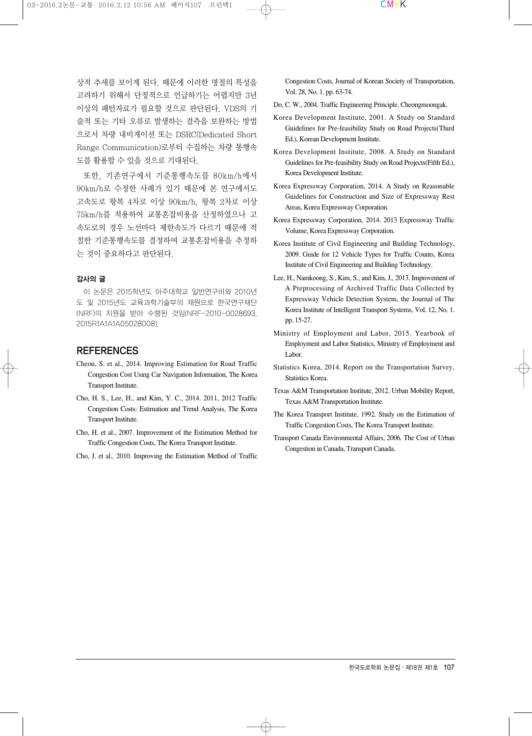상적 추세를 보이게 된다. 때문에 이러한 명절의 특성을 고려하기 위해서 단정적으로 언급하기는 어렵지만 3년 이상의 패턴자료가 필요할 것으로 판단된다. VDS의 기술적 또는 기타 오류로 발생하는 결측을 보완하는 방법으로서 차량 내비게이션 또는 DSRC(Dedicated Short Range Communication)로부터 수집하는 차량 통행속도를 활용할 수 있을 것으로 기대된다.

또한, 기존연구에서 기준통행속도를 80km/h에서 90km/h로 수정한 사례가 있기 때문에 본 연구에서도 고속도로 왕복 4차로 이상 90km/h, 왕복 2차로 이상 75km/h를 적용하여 교통혼잡비용을 산정하였으나 고속도로의 경우 노선마다 제한속도가 다르기 때문에 적절한 기준통행속도를 결정하여 교통혼잡비용을 추정하는 것이 중요하다고 판단된다.

**감사의 글**

이 논문은 2015학년도 아주대학교 일반연구비와 2010년도 및 2015년도 교육과학기술부의 재원으로 한국연구재단(NRF)의 지원을 받아 수행된 것임(NRF-2010-0028693, 2015R1A1A1A05028008).

## REFERENCES

Cheon, S. et al., 2014. Improving Estimation for Road Traffic Congestion Cost Using Car Navigation Information, The Korea Transport Institute.

Cho, H. S., Lee, H., and Kim, Y. C., 2014. 2011, 2012 Traffic Congestion Costs: Estimation and Trend Analysis, The Korea Transport Institute.

Cho, H. et al., 2007. Improvement of the Estimation Method for Traffic Congestion Costs, The Korea Transport Institute.

Cho, J. et al., 2010. Improving the Estimation Method of Traffic Congestion Costs, Journal of Korean Society of Transportation, Vol. 28, No. 1. pp. 63-74.

Do, C. W., 2004. Traffic Engineering Principle, Cheongmoongak.

Korea Development Institute, 2001. A Study on Standard Guidelines for Pre-feasibility Study on Road Projects(Third Ed.), Korean Development Institute.

Korea Development Institute, 2008. A Study on Standard Guidelines for Pre-feasibility Study on Road Projects(Fifth Ed.), Korea Development Institute.

Korea Expressway Corporation, 2014. A Study on Reasonable Guidelines for Construction and Size of Expressway Rest Areas, Korea Expressway Corporation.

Korea Expressway Corporation, 2014. 2013 Expressway Traffic Volume, Korea Expressway Corporation.

Korea Institute of Civil Engineering and Building Technology, 2009. Guide for 12 Vehicle Types for Traffic Counts, Korea Institute of Civil Engineering and Building Technology.

Lee, H., Namkoong, S., Kim, S., and Kim, J., 2013. Improvement of A Preprocessing of Archived Traffic Data Collected by Expressway Vehicle Detection System, the Journal of The Korea Institute of Intelligent Transport Systems, Vol. 12, No. 1. pp. 15-27.

Ministry of Employment and Labor, 2015. Yearbook of Employment and Labor Statistics, Ministry of Employment and Labor.

Statistics Korea, 2014. Report on the Transportation Survey, Statistics Korea.

Texas A&M Transportation Institute, 2012. Urban Mobility Report, Texas A&M Transportation Institute.

The Korea Transport Institute, 1992. Study on the Estimation of Traffic Congestion Costs, The Korea Transport Institute.

Transport Canada Environmental Affairs, 2006. The Cost of Urban Congestion in Canada, Transport Canada.